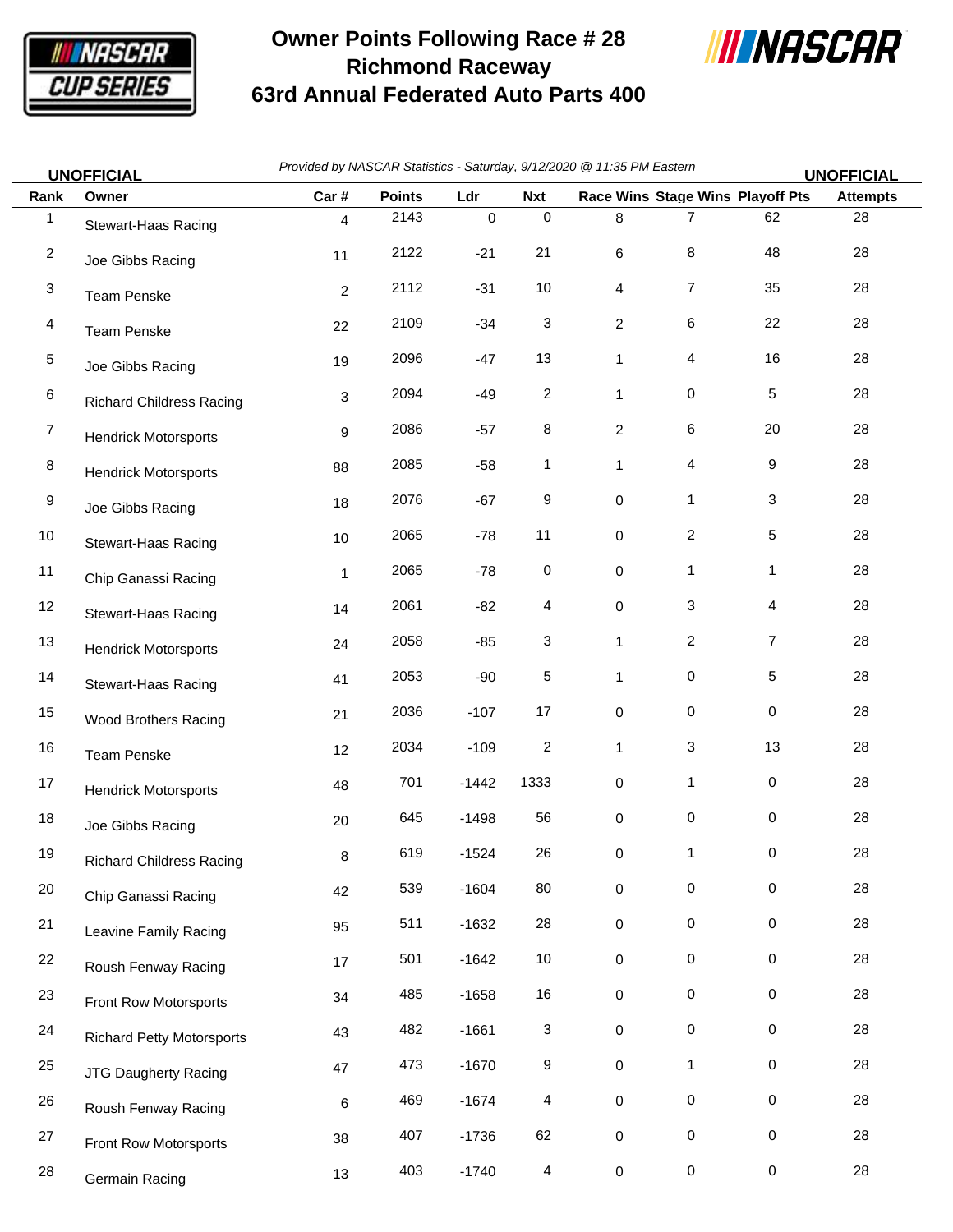# Owner Points Following Race # 28
# Richmond Raceway
# 63rd Annual Federated Auto Parts 400

**UNOFFICIAL** *Provided by NASCAR Statistics - Saturday, 9/12/2020 @ 11:35 PM Eastern* **UNOFFICIAL**

| Rank | Owner | Car # | Points | Ldr | Nxt | Race Wins | Stage Wins | Playoff Pts | Attempts |
|---|---|---|---|---|---|---|---|---|---|
| 1 | Stewart-Haas Racing | 4 | 2143 | 0 | 0 | 8 | 7 | 62 | 28 |
| 2 | Joe Gibbs Racing | 11 | 2122 | -21 | 21 | 6 | 8 | 48 | 28 |
| 3 | Team Penske | 2 | 2112 | -31 | 10 | 4 | 7 | 35 | 28 |
| 4 | Team Penske | 22 | 2109 | -34 | 3 | 2 | 6 | 22 | 28 |
| 5 | Joe Gibbs Racing | 19 | 2096 | -47 | 13 | 1 | 4 | 16 | 28 |
| 6 | Richard Childress Racing | 3 | 2094 | -49 | 2 | 1 | 0 | 5 | 28 |
| 7 | Hendrick Motorsports | 9 | 2086 | -57 | 8 | 2 | 6 | 20 | 28 |
| 8 | Hendrick Motorsports | 88 | 2085 | -58 | 1 | 1 | 4 | 9 | 28 |
| 9 | Joe Gibbs Racing | 18 | 2076 | -67 | 9 | 0 | 1 | 3 | 28 |
| 10 | Stewart-Haas Racing | 10 | 2065 | -78 | 11 | 0 | 2 | 5 | 28 |
| 11 | Chip Ganassi Racing | 1 | 2065 | -78 | 0 | 0 | 1 | 1 | 28 |
| 12 | Stewart-Haas Racing | 14 | 2061 | -82 | 4 | 0 | 3 | 4 | 28 |
| 13 | Hendrick Motorsports | 24 | 2058 | -85 | 3 | 1 | 2 | 7 | 28 |
| 14 | Stewart-Haas Racing | 41 | 2053 | -90 | 5 | 1 | 0 | 5 | 28 |
| 15 | Wood Brothers Racing | 21 | 2036 | -107 | 17 | 0 | 0 | 0 | 28 |
| 16 | Team Penske | 12 | 2034 | -109 | 2 | 1 | 3 | 13 | 28 |
| 17 | Hendrick Motorsports | 48 | 701 | -1442 | 1333 | 0 | 1 | 0 | 28 |
| 18 | Joe Gibbs Racing | 20 | 645 | -1498 | 56 | 0 | 0 | 0 | 28 |
| 19 | Richard Childress Racing | 8 | 619 | -1524 | 26 | 0 | 1 | 0 | 28 |
| 20 | Chip Ganassi Racing | 42 | 539 | -1604 | 80 | 0 | 0 | 0 | 28 |
| 21 | Leavine Family Racing | 95 | 511 | -1632 | 28 | 0 | 0 | 0 | 28 |
| 22 | Roush Fenway Racing | 17 | 501 | -1642 | 10 | 0 | 0 | 0 | 28 |
| 23 | Front Row Motorsports | 34 | 485 | -1658 | 16 | 0 | 0 | 0 | 28 |
| 24 | Richard Petty Motorsports | 43 | 482 | -1661 | 3 | 0 | 0 | 0 | 28 |
| 25 | JTG Daugherty Racing | 47 | 473 | -1670 | 9 | 0 | 1 | 0 | 28 |
| 26 | Roush Fenway Racing | 6 | 469 | -1674 | 4 | 0 | 0 | 0 | 28 |
| 27 | Front Row Motorsports | 38 | 407 | -1736 | 62 | 0 | 0 | 0 | 28 |
| 28 | Germain Racing | 13 | 403 | -1740 | 4 | 0 | 0 | 0 | 28 |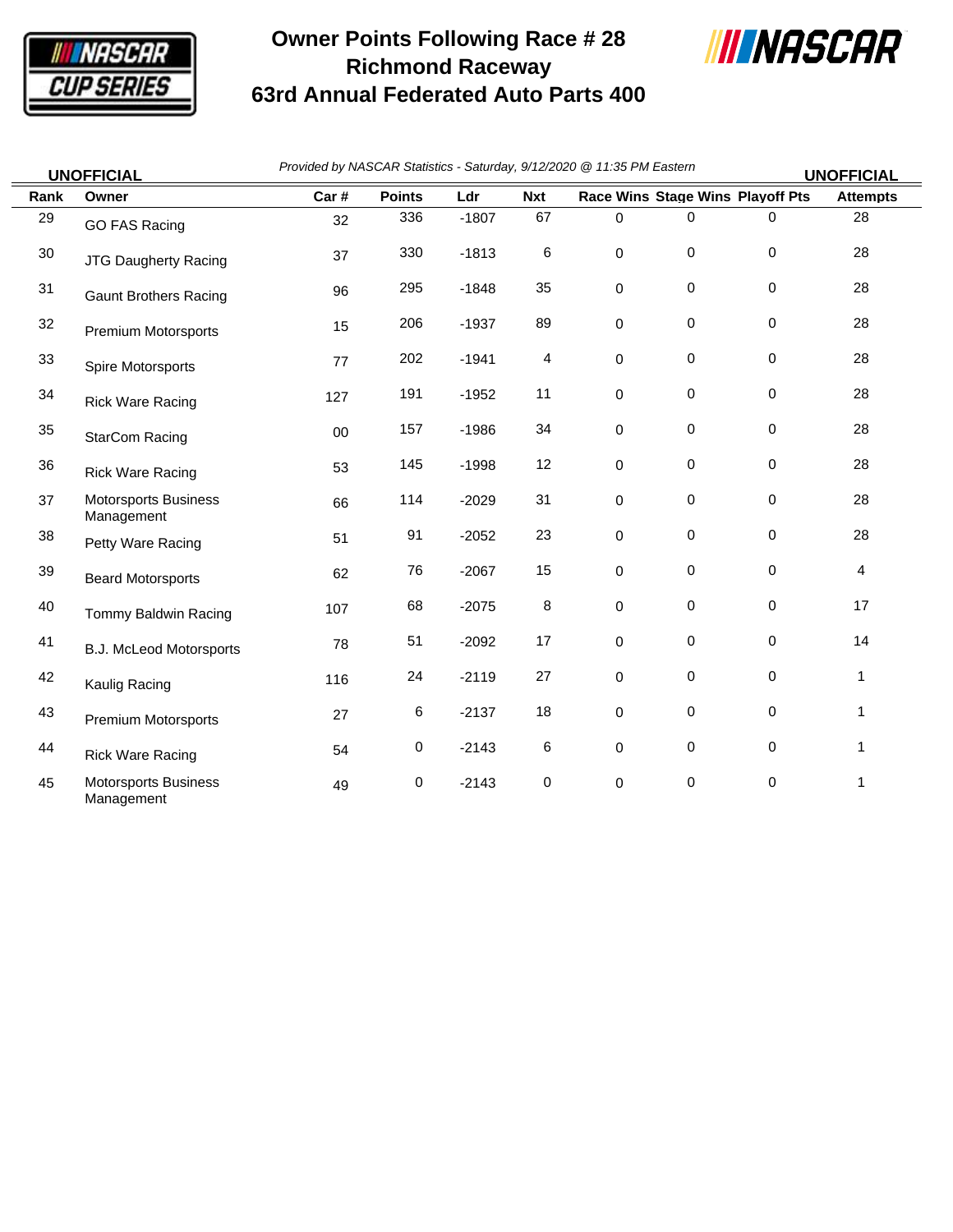# Owner Points Following Race # 28
# Richmond Raceway
# 63rd Annual Federated Auto Parts 400

**UNOFFICIAL** *Provided by NASCAR Statistics - Saturday, 9/12/2020 @ 11:35 PM Eastern* **UNOFFICIAL**

| Rank | Owner | Car # | Points | Ldr | Nxt | Race Wins | Stage Wins | Playoff Pts | Attempts |
|---|---|---|---|---|---|---|---|---|---|
| 29 | GO FAS Racing | 32 | 336 | -1807 | 67 | 0 | 0 | 0 | 28 |
| 30 | JTG Daugherty Racing | 37 | 330 | -1813 | 6 | 0 | 0 | 0 | 28 |
| 31 | Gaunt Brothers Racing | 96 | 295 | -1848 | 35 | 0 | 0 | 0 | 28 |
| 32 | Premium Motorsports | 15 | 206 | -1937 | 89 | 0 | 0 | 0 | 28 |
| 33 | Spire Motorsports | 77 | 202 | -1941 | 4 | 0 | 0 | 0 | 28 |
| 34 | Rick Ware Racing | 127 | 191 | -1952 | 11 | 0 | 0 | 0 | 28 |
| 35 | StarCom Racing | 00 | 157 | -1986 | 34 | 0 | 0 | 0 | 28 |
| 36 | Rick Ware Racing | 53 | 145 | -1998 | 12 | 0 | 0 | 0 | 28 |
| 37 | Motorsports Business Management | 66 | 114 | -2029 | 31 | 0 | 0 | 0 | 28 |
| 38 | Petty Ware Racing | 51 | 91 | -2052 | 23 | 0 | 0 | 0 | 28 |
| 39 | Beard Motorsports | 62 | 76 | -2067 | 15 | 0 | 0 | 0 | 4 |
| 40 | Tommy Baldwin Racing | 107 | 68 | -2075 | 8 | 0 | 0 | 0 | 17 |
| 41 | B.J. McLeod Motorsports | 78 | 51 | -2092 | 17 | 0 | 0 | 0 | 14 |
| 42 | Kaulig Racing | 116 | 24 | -2119 | 27 | 0 | 0 | 0 | 1 |
| 43 | Premium Motorsports | 27 | 6 | -2137 | 18 | 0 | 0 | 0 | 1 |
| 44 | Rick Ware Racing | 54 | 0 | -2143 | 6 | 0 | 0 | 0 | 1 |
| 45 | Motorsports Business Management | 49 | 0 | -2143 | 0 | 0 | 0 | 0 | 1 |